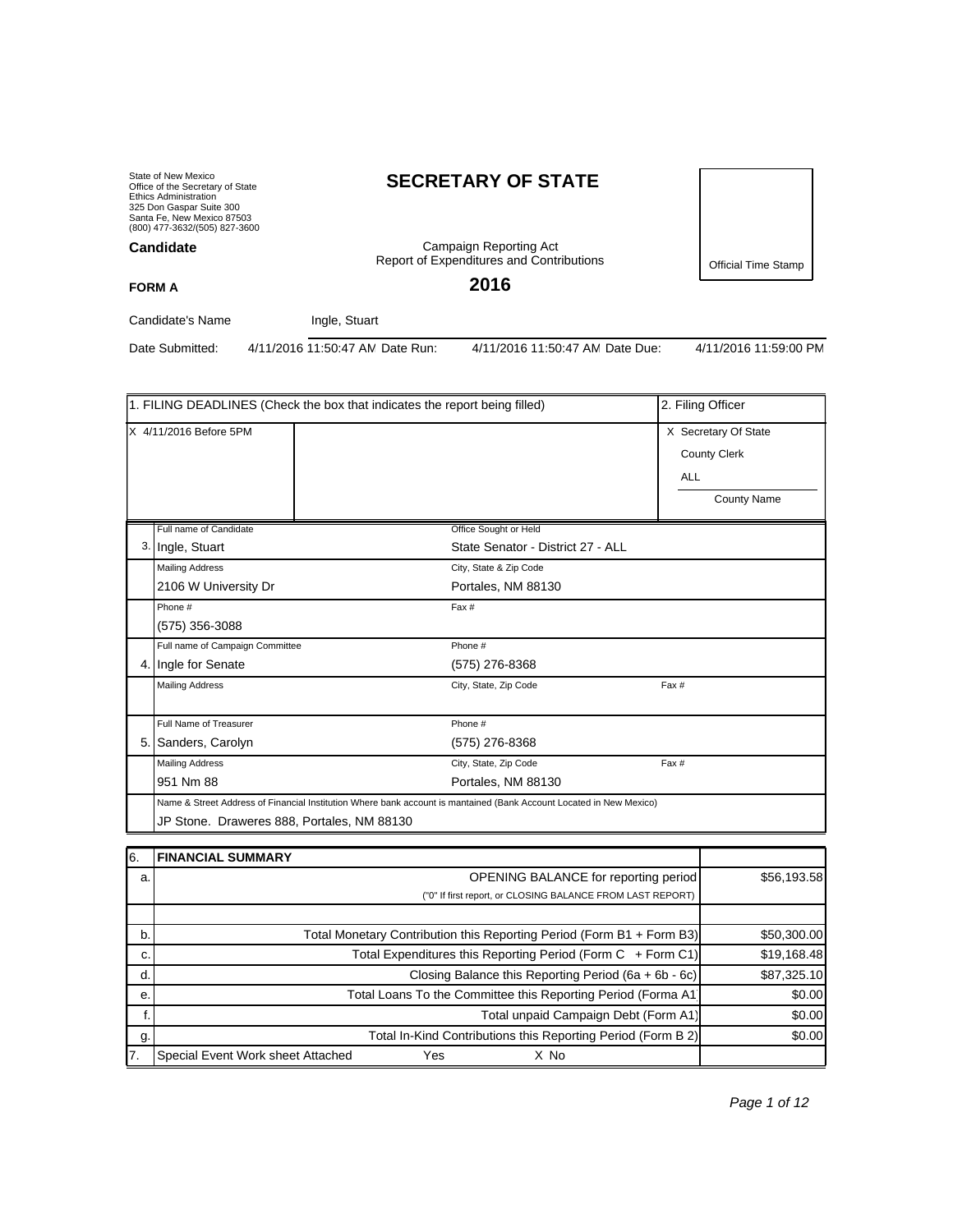State of New Mexico
Office of the Secretary of State
Ethics Administration
325 Don Gaspar Suite 300
Santa Fe, New Mexico 87503
(800) 477-3632/(505) 827-3600

# SECRETARY OF STATE

**Candidate**

Campaign Reporting Act
Report of Expenditures and Contributions

Official Time Stamp

**FORM A**

## 2016

Candidate's Name: Ingle, Stuart

Date Submitted: 4/11/2016 11:50:47 AM Date Run: 4/11/2016 11:50:47 AM Date Due: 4/11/2016 11:59:00 PM

| 1. FILING DEADLINES (Check the box that indicates the report being filled) | | 2. Filing Officer |
|---|---|---|
| X 4/11/2016 Before 5PM | | X Secretary Of State<br>County Clerk<br>ALL<br>County Name |

| | | |
|---|---|---|
| 3. | Full name of Candidate<br>Ingle, Stuart | Office Sought or Held<br>State Senator - District 27 - ALL |
| | Mailing Address<br>2106 W University Dr | City, State & Zip Code<br>Portales, NM 88130 |
| | Phone #<br>(575) 356-3088 | Fax # |
| 4. | Full name of Campaign Committee<br>Ingle for Senate | Phone #<br>(575) 276-8368 |
| | Mailing Address | City, State, Zip Code / Fax # |
| 5. | Full Name of Treasurer<br>Sanders, Carolyn | Phone #<br>(575) 276-8368 |
| | Mailing Address<br>951 Nm 88 | City, State, Zip Code<br>Portales, NM 88130 / Fax # |
| | Name & Street Address of Financial Institution Where bank account is mantained (Bank Account Located in New Mexico)<br>JP Stone. Draweres 888, Portales, NM 88130 | |

| 6. | FINANCIAL SUMMARY | |
|---|---|---|
| a. | OPENING BALANCE for reporting period<br>("0" If first report, or CLOSING BALANCE FROM LAST REPORT) | $56,193.58 |
| b. | Total Monetary Contribution this Reporting Period (Form B1 + Form B3) | $50,300.00 |
| c. | Total Expenditures this Reporting Period (Form C + Form C1) | $19,168.48 |
| d. | Closing Balance this Reporting Period (6a + 6b - 6c) | $87,325.10 |
| e. | Total Loans To the Committee this Reporting Period (Forma A1 | $0.00 |
| f. | Total unpaid Campaign Debt (Form A1) | $0.00 |
| g. | Total In-Kind Contributions this Reporting Period (Form B 2) | $0.00 |
| 7. | Special Event Work sheet Attached Yes X No | |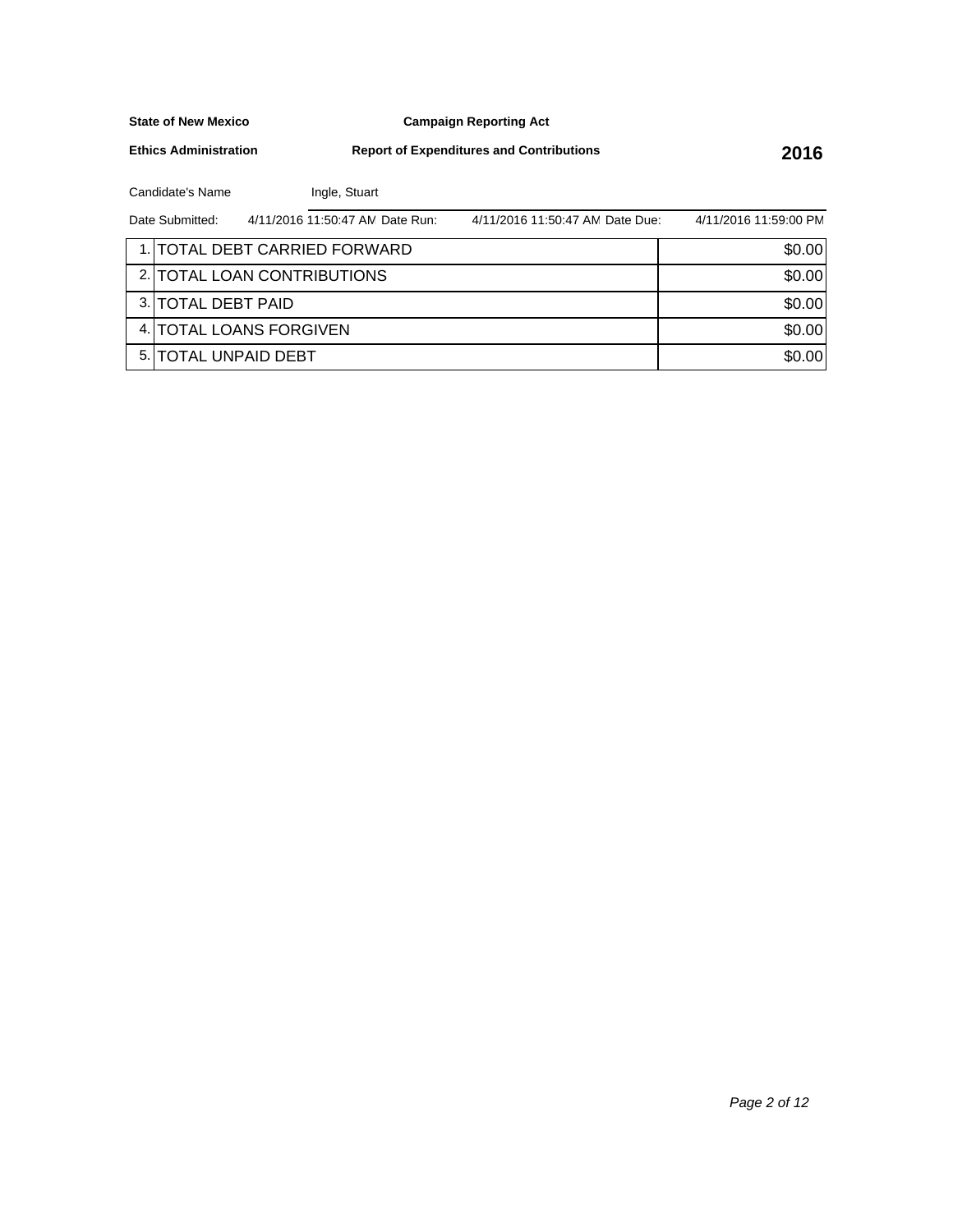**State of New Mexico** **Campaign Reporting Act**

**Ethics Administration** **Report of Expenditures and Contributions** **2016**

Candidate's Name Ingle, Stuart

Date Submitted: 4/11/2016 11:50:47 AM Date Run: 4/11/2016 11:50:47 AM Date Due: 4/11/2016 11:59:00 PM

| | | |
|---|---|---|
| 1. | TOTAL DEBT CARRIED FORWARD | $0.00 |
| 2. | TOTAL LOAN CONTRIBUTIONS | $0.00 |
| 3. | TOTAL DEBT PAID | $0.00 |
| 4. | TOTAL LOANS FORGIVEN | $0.00 |
| 5. | TOTAL UNPAID DEBT | $0.00 |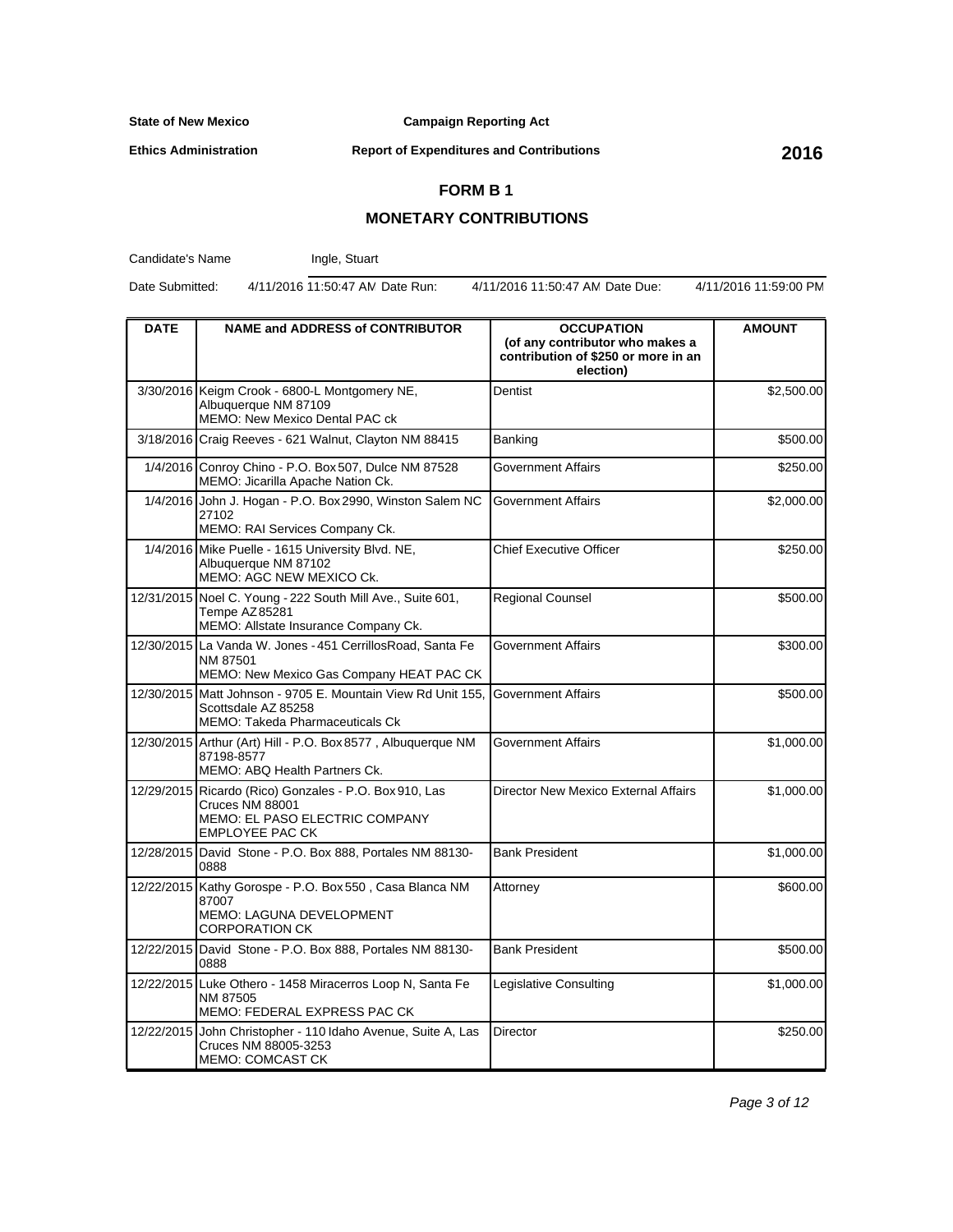**State of New Mexico** **Campaign Reporting Act**

**Ethics Administration** **Report of Expenditures and Contributions** **2016**

## FORM B 1

## MONETARY CONTRIBUTIONS

Candidate's Name: Ingle, Stuart

Date Submitted: 4/11/2016 11:50:47 AM Date Run: 4/11/2016 11:50:47 AM Date Due: 4/11/2016 11:59:00 PM

| DATE | NAME and ADDRESS of CONTRIBUTOR | OCCUPATION (of any contributor who makes a contribution of $250 or more in an election) | AMOUNT |
|---|---|---|---|
| 3/30/2016 | Keigm Crook - 6800-L Montgomery NE, Albuquerque NM 87109 MEMO: New Mexico Dental PAC ck | Dentist | $2,500.00 |
| 3/18/2016 | Craig Reeves - 621 Walnut, Clayton NM 88415 | Banking | $500.00 |
| 1/4/2016 | Conroy Chino - P.O. Box 507, Dulce NM 87528 MEMO: Jicarilla Apache Nation Ck. | Government Affairs | $250.00 |
| 1/4/2016 | John J. Hogan - P.O. Box 2990, Winston Salem NC 27102 MEMO: RAI Services Company Ck. | Government Affairs | $2,000.00 |
| 1/4/2016 | Mike Puelle - 1615 University Blvd. NE, Albuquerque NM 87102 MEMO: AGC NEW MEXICO Ck. | Chief Executive Officer | $250.00 |
| 12/31/2015 | Noel C. Young - 222 South Mill Ave., Suite 601, Tempe AZ 85281 MEMO: Allstate Insurance Company Ck. | Regional Counsel | $500.00 |
| 12/30/2015 | La Vanda W. Jones - 451 CerrillosRoad, Santa Fe NM 87501 MEMO: New Mexico Gas Company HEAT PAC CK | Government Affairs | $300.00 |
| 12/30/2015 | Matt Johnson - 9705 E. Mountain View Rd Unit 155, Scottsdale AZ 85258 MEMO: Takeda Pharmaceuticals Ck | Government Affairs | $500.00 |
| 12/30/2015 | Arthur (Art) Hill - P.O. Box 8577 , Albuquerque NM 87198-8577 MEMO: ABQ Health Partners Ck. | Government Affairs | $1,000.00 |
| 12/29/2015 | Ricardo (Rico) Gonzales - P.O. Box 910, Las Cruces NM 88001 MEMO: EL PASO ELECTRIC COMPANY EMPLOYEE PAC CK | Director New Mexico External Affairs | $1,000.00 |
| 12/28/2015 | David Stone - P.O. Box 888, Portales NM 88130-0888 | Bank President | $1,000.00 |
| 12/22/2015 | Kathy Gorospe - P.O. Box 550 , Casa Blanca NM 87007 MEMO: LAGUNA DEVELOPMENT CORPORATION CK | Attorney | $600.00 |
| 12/22/2015 | David Stone - P.O. Box 888, Portales NM 88130-0888 | Bank President | $500.00 |
| 12/22/2015 | Luke Othero - 1458 Miracerros Loop N, Santa Fe NM 87505 MEMO: FEDERAL EXPRESS PAC CK | Legislative Consulting | $1,000.00 |
| 12/22/2015 | John Christopher - 110 Idaho Avenue, Suite A, Las Cruces NM 88005-3253 MEMO: COMCAST CK | Director | $250.00 |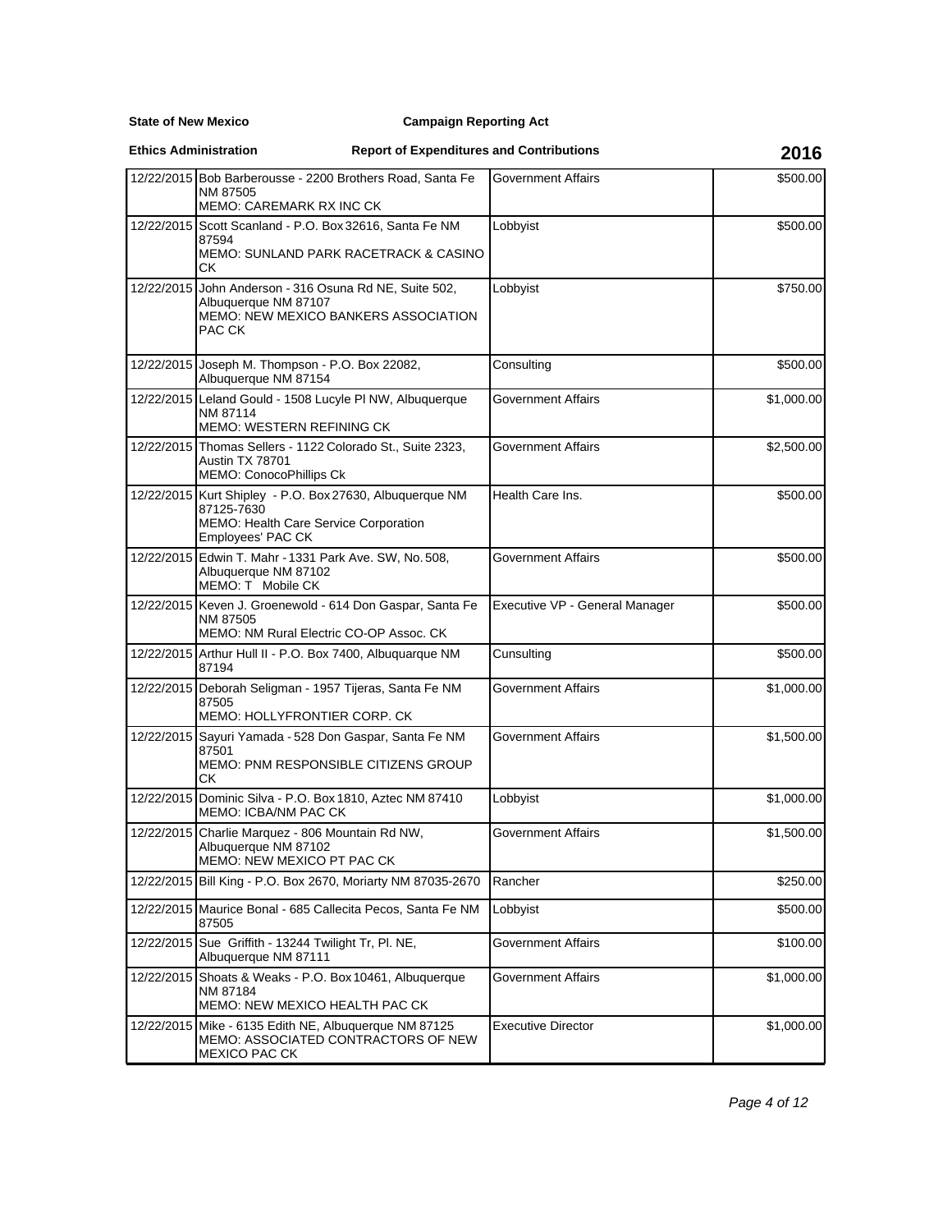**State of New Mexico** **Campaign Reporting Act**

**Ethics Administration** **Report of Expenditures and Contributions** **2016**

| Date | Name / Address | Occupation | Amount |
|---|---|---|---|
| 12/22/2015 | Bob Barberousse - 2200 Brothers Road, Santa Fe NM 87505<br>MEMO: CAREMARK RX INC CK | Government Affairs | $500.00 |
| 12/22/2015 | Scott Scanland - P.O. Box 32616, Santa Fe NM 87594<br>MEMO: SUNLAND PARK RACETRACK & CASINO CK | Lobbyist | $500.00 |
| 12/22/2015 | John Anderson - 316 Osuna Rd NE, Suite 502, Albuquerque NM 87107<br>MEMO: NEW MEXICO BANKERS ASSOCIATION PAC CK | Lobbyist | $750.00 |
| 12/22/2015 | Joseph M. Thompson - P.O. Box 22082, Albuquerque NM 87154 | Consulting | $500.00 |
| 12/22/2015 | Leland Gould - 1508 Lucyle Pl NW, Albuquerque NM 87114<br>MEMO: WESTERN REFINING CK | Government Affairs | $1,000.00 |
| 12/22/2015 | Thomas Sellers - 1122 Colorado St., Suite 2323, Austin TX 78701<br>MEMO: ConocoPhillips Ck | Government Affairs | $2,500.00 |
| 12/22/2015 | Kurt Shipley - P.O. Box 27630, Albuquerque NM 87125-7630<br>MEMO: Health Care Service Corporation Employees' PAC CK | Health Care Ins. | $500.00 |
| 12/22/2015 | Edwin T. Mahr - 1331 Park Ave. SW, No. 508, Albuquerque NM 87102<br>MEMO: T Mobile CK | Government Affairs | $500.00 |
| 12/22/2015 | Keven J. Groenewold - 614 Don Gaspar, Santa Fe NM 87505<br>MEMO: NM Rural Electric CO-OP Assoc. CK | Executive VP - General Manager | $500.00 |
| 12/22/2015 | Arthur Hull II - P.O. Box 7400, Albuquarque NM 87194 | Cunsulting | $500.00 |
| 12/22/2015 | Deborah Seligman - 1957 Tijeras, Santa Fe NM 87505<br>MEMO: HOLLYFRONTIER CORP. CK | Government Affairs | $1,000.00 |
| 12/22/2015 | Sayuri Yamada - 528 Don Gaspar, Santa Fe NM 87501<br>MEMO: PNM RESPONSIBLE CITIZENS GROUP CK | Government Affairs | $1,500.00 |
| 12/22/2015 | Dominic Silva - P.O. Box 1810, Aztec NM 87410<br>MEMO: ICBA/NM PAC CK | Lobbyist | $1,000.00 |
| 12/22/2015 | Charlie Marquez - 806 Mountain Rd NW, Albuquerque NM 87102<br>MEMO: NEW MEXICO PT PAC CK | Government Affairs | $1,500.00 |
| 12/22/2015 | Bill King - P.O. Box 2670, Moriarty NM 87035-2670 | Rancher | $250.00 |
| 12/22/2015 | Maurice Bonal - 685 Callecita Pecos, Santa Fe NM 87505 | Lobbyist | $500.00 |
| 12/22/2015 | Sue Griffith - 13244 Twilight Tr, Pl. NE, Albuquerque NM 87111 | Government Affairs | $100.00 |
| 12/22/2015 | Shoats & Weaks - P.O. Box 10461, Albuquerque NM 87184<br>MEMO: NEW MEXICO HEALTH PAC CK | Government Affairs | $1,000.00 |
| 12/22/2015 | Mike - 6135 Edith NE, Albuquerque NM 87125<br>MEMO: ASSOCIATED CONTRACTORS OF NEW MEXICO PAC CK | Executive Director | $1,000.00 |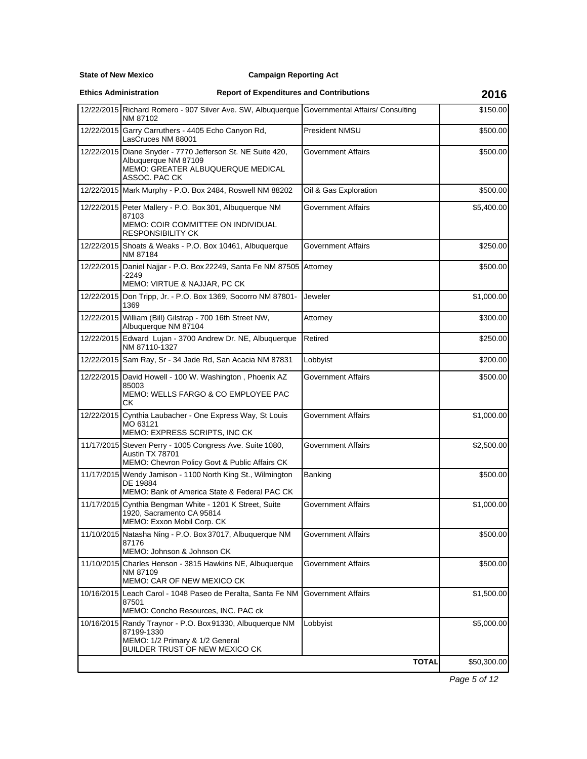**State of New Mexico** **Campaign Reporting Act**

**Ethics Administration** **Report of Expenditures and Contributions** **2016**

| | | | |
|---|---|---|---|
| 12/22/2015 | Richard Romero - 907 Silver Ave. SW, Albuquerque NM 87102 | Governmental Affairs/ Consulting | $150.00 |
| 12/22/2015 | Garry Carruthers - 4405 Echo Canyon Rd, LasCruces NM 88001 | President NMSU | $500.00 |
| 12/22/2015 | Diane Snyder - 7770 Jefferson St. NE Suite 420, Albuquerque NM 87109<br>MEMO: GREATER ALBUQUERQUE MEDICAL ASSOC. PAC CK | Government Affairs | $500.00 |
| 12/22/2015 | Mark Murphy - P.O. Box 2484, Roswell NM 88202 | Oil & Gas Exploration | $500.00 |
| 12/22/2015 | Peter Mallery - P.O. Box 301, Albuquerque NM 87103<br>MEMO: COIR COMMITTEE ON INDIVIDUAL RESPONSIBILITY CK | Government Affairs | $5,400.00 |
| 12/22/2015 | Shoats & Weaks - P.O. Box 10461, Albuquerque NM 87184 | Government Affairs | $250.00 |
| 12/22/2015 | Daniel Najjar - P.O. Box 22249, Santa Fe NM 87505 -2249<br>MEMO: VIRTUE & NAJJAR, PC CK | Attorney | $500.00 |
| 12/22/2015 | Don Tripp, Jr. - P.O. Box 1369, Socorro NM 87801-1369 | Jeweler | $1,000.00 |
| 12/22/2015 | William (Bill) Gilstrap - 700 16th Street NW, Albuquerque NM 87104 | Attorney | $300.00 |
| 12/22/2015 | Edward Lujan - 3700 Andrew Dr. NE, Albuquerque NM 87110-1327 | Retired | $250.00 |
| 12/22/2015 | Sam Ray, Sr - 34 Jade Rd, San Acacia NM 87831 | Lobbyist | $200.00 |
| 12/22/2015 | David Howell - 100 W. Washington , Phoenix AZ 85003<br>MEMO: WELLS FARGO & CO EMPLOYEE PAC CK | Government Affairs | $500.00 |
| 12/22/2015 | Cynthia Laubacher - One Express Way, St Louis MO 63121<br>MEMO: EXPRESS SCRIPTS, INC CK | Government Affairs | $1,000.00 |
| 11/17/2015 | Steven Perry - 1005 Congress Ave. Suite 1080, Austin TX 78701<br>MEMO: Chevron Policy Govt & Public Affairs CK | Government Affairs | $2,500.00 |
| 11/17/2015 | Wendy Jamison - 1100 North King St., Wilmington DE 19884<br>MEMO: Bank of America State & Federal PAC CK | Banking | $500.00 |
| 11/17/2015 | Cynthia Bengman White - 1201 K Street, Suite 1920, Sacramento CA 95814<br>MEMO: Exxon Mobil Corp. CK | Government Affairs | $1,000.00 |
| 11/10/2015 | Natasha Ning - P.O. Box 37017, Albuquerque NM 87176<br>MEMO: Johnson & Johnson CK | Government Affairs | $500.00 |
| 11/10/2015 | Charles Henson - 3815 Hawkins NE, Albuquerque NM 87109<br>MEMO: CAR OF NEW MEXICO CK | Government Affairs | $500.00 |
| 10/16/2015 | Leach Carol - 1048 Paseo de Peralta, Santa Fe NM 87501<br>MEMO: Concho Resources, INC. PAC ck | Government Affairs | $1,500.00 |
| 10/16/2015 | Randy Traynor - P.O. Box 91330, Albuquerque NM 87199-1330<br>MEMO: 1/2 Primary & 1/2 General<br>BUILDER TRUST OF NEW MEXICO CK | Lobbyist | $5,000.00 |
| | | **TOTAL** | $50,300.00 |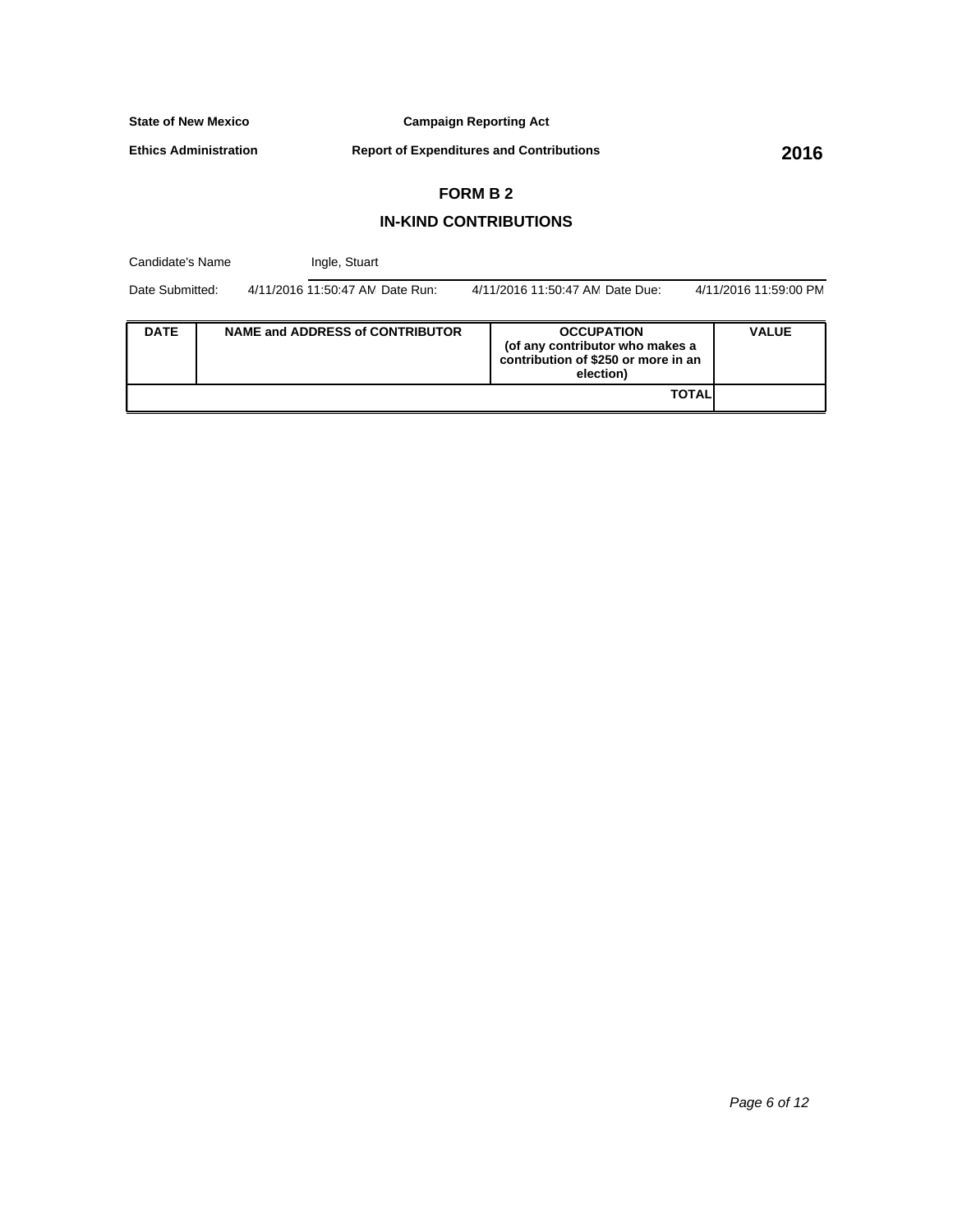**State of New Mexico** **Campaign Reporting Act**

**Ethics Administration** **Report of Expenditures and Contributions** **2016**

## FORM B 2

## IN-KIND CONTRIBUTIONS

Candidate's Name: Ingle, Stuart

Date Submitted: 4/11/2016 11:50:47 AM Date Run: 4/11/2016 11:50:47 AM Date Due: 4/11/2016 11:59:00 PM

| DATE | NAME and ADDRESS of CONTRIBUTOR | OCCUPATION (of any contributor who makes a contribution of $250 or more in an election) | VALUE |
|---|---|---|---|
| | | **TOTAL** | |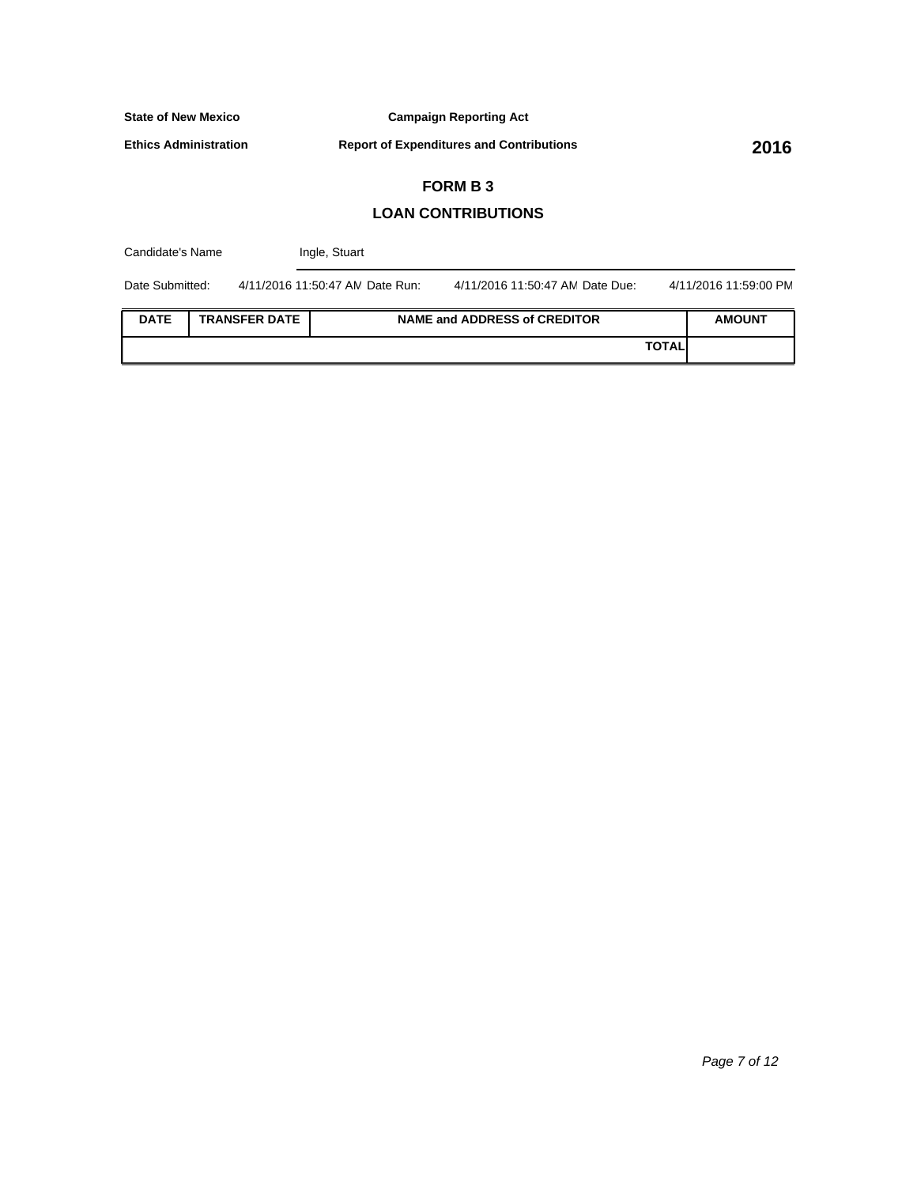**State of New Mexico** **Campaign Reporting Act**

**Ethics Administration** **Report of Expenditures and Contributions** **2016**

## FORM B 3

## LOAN CONTRIBUTIONS

Candidate's Name Ingle, Stuart

Date Submitted: 4/11/2016 11:50:47 AM Date Run: 4/11/2016 11:50:47 AM Date Due: 4/11/2016 11:59:00 PM

| DATE | TRANSFER DATE | NAME and ADDRESS of CREDITOR | AMOUNT |
|---|---|---|---|
| | | **TOTAL** | |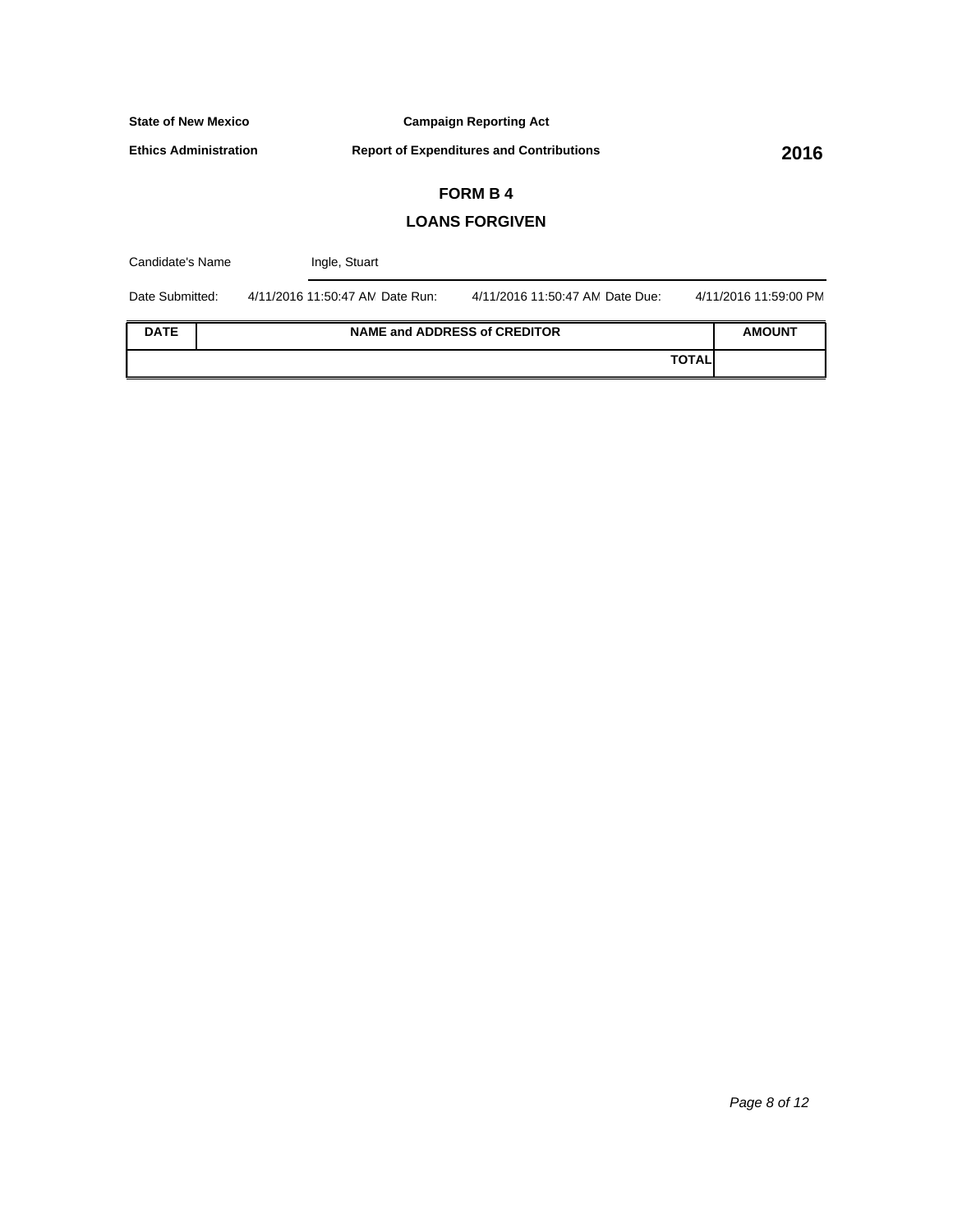**State of New Mexico** **Campaign Reporting Act**

**Ethics Administration** **Report of Expenditures and Contributions** **2016**

## FORM B 4

## LOANS FORGIVEN

Candidate's Name Ingle, Stuart

Date Submitted: 4/11/2016 11:50:47 AM Date Run: 4/11/2016 11:50:47 AM Date Due: 4/11/2016 11:59:00 PM

| DATE | NAME and ADDRESS of CREDITOR | AMOUNT |
|---|---|---|
| | **TOTAL** | |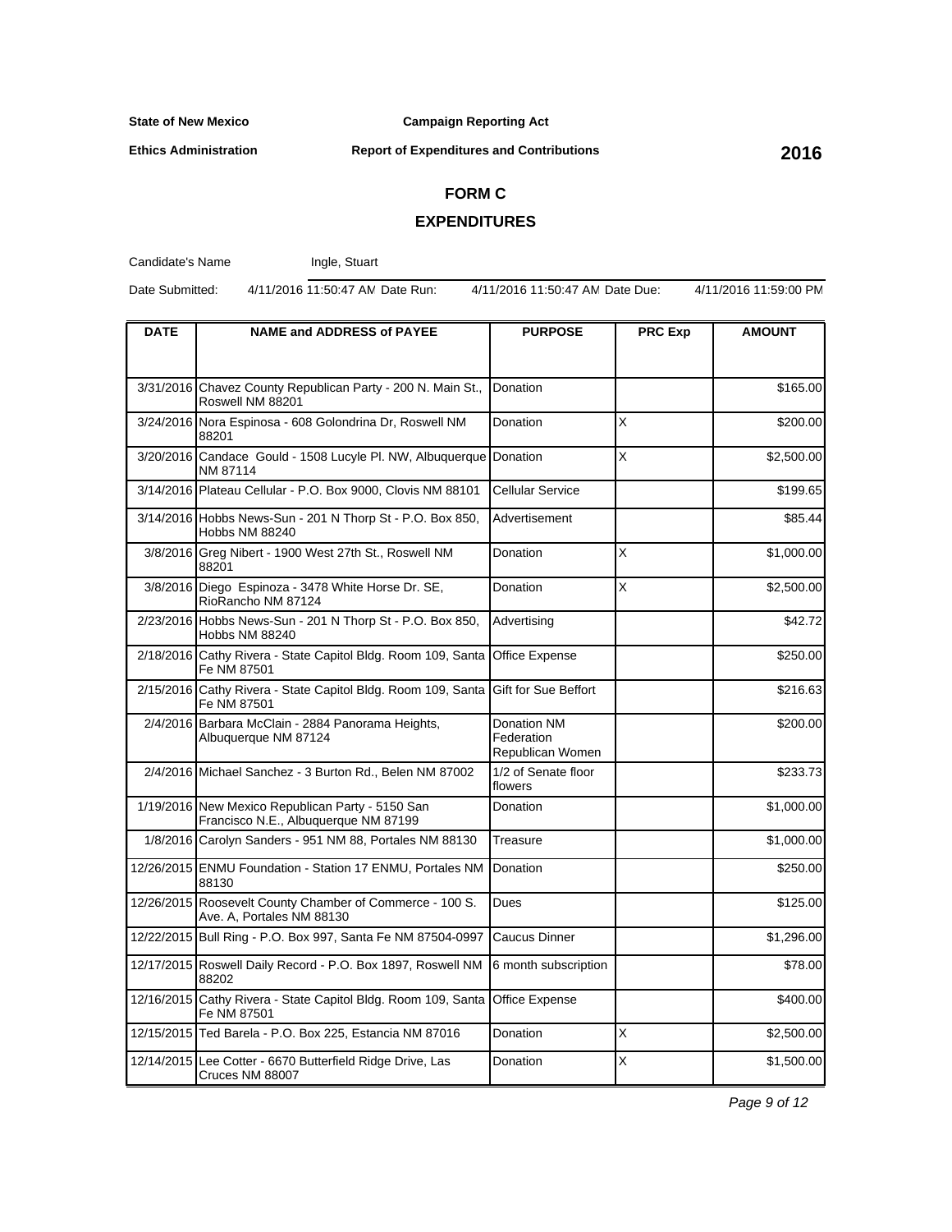**State of New Mexico** **Campaign Reporting Act**

**Ethics Administration** **Report of Expenditures and Contributions** **2016**

# FORM C

## EXPENDITURES

Candidate's Name Ingle, Stuart

Date Submitted: 4/11/2016 11:50:47 AM Date Run: 4/11/2016 11:50:47 AM Date Due: 4/11/2016 11:59:00 PM

| DATE | NAME and ADDRESS of PAYEE | PURPOSE | PRC Exp | AMOUNT |
|---|---|---|---|---|
| 3/31/2016 | Chavez County Republican Party - 200 N. Main St., Roswell NM 88201 | Donation | | $165.00 |
| 3/24/2016 | Nora Espinosa - 608 Golondrina Dr, Roswell NM 88201 | Donation | X | $200.00 |
| 3/20/2016 | Candace Gould - 1508 Lucyle Pl. NW, Albuquerque NM 87114 | Donation | X | $2,500.00 |
| 3/14/2016 | Plateau Cellular - P.O. Box 9000, Clovis NM 88101 | Cellular Service | | $199.65 |
| 3/14/2016 | Hobbs News-Sun - 201 N Thorp St - P.O. Box 850, Hobbs NM 88240 | Advertisement | | $85.44 |
| 3/8/2016 | Greg Nibert - 1900 West 27th St., Roswell NM 88201 | Donation | X | $1,000.00 |
| 3/8/2016 | Diego Espinoza - 3478 White Horse Dr. SE, RioRancho NM 87124 | Donation | X | $2,500.00 |
| 2/23/2016 | Hobbs News-Sun - 201 N Thorp St - P.O. Box 850, Hobbs NM 88240 | Advertising | | $42.72 |
| 2/18/2016 | Cathy Rivera - State Capitol Bldg. Room 109, Santa Fe NM 87501 | Office Expense | | $250.00 |
| 2/15/2016 | Cathy Rivera - State Capitol Bldg. Room 109, Santa Fe NM 87501 | Gift for Sue Beffort | | $216.63 |
| 2/4/2016 | Barbara McClain - 2884 Panorama Heights, Albuquerque NM 87124 | Donation NM Federation Republican Women | | $200.00 |
| 2/4/2016 | Michael Sanchez - 3 Burton Rd., Belen NM 87002 | 1/2 of Senate floor flowers | | $233.73 |
| 1/19/2016 | New Mexico Republican Party - 5150 San Francisco N.E., Albuquerque NM 87199 | Donation | | $1,000.00 |
| 1/8/2016 | Carolyn Sanders - 951 NM 88, Portales NM 88130 | Treasure | | $1,000.00 |
| 12/26/2015 | ENMU Foundation - Station 17 ENMU, Portales NM 88130 | Donation | | $250.00 |
| 12/26/2015 | Roosevelt County Chamber of Commerce - 100 S. Ave. A, Portales NM 88130 | Dues | | $125.00 |
| 12/22/2015 | Bull Ring - P.O. Box 997, Santa Fe NM 87504-0997 | Caucus Dinner | | $1,296.00 |
| 12/17/2015 | Roswell Daily Record - P.O. Box 1897, Roswell NM 88202 | 6 month subscription | | $78.00 |
| 12/16/2015 | Cathy Rivera - State Capitol Bldg. Room 109, Santa Fe NM 87501 | Office Expense | | $400.00 |
| 12/15/2015 | Ted Barela - P.O. Box 225, Estancia NM 87016 | Donation | X | $2,500.00 |
| 12/14/2015 | Lee Cotter - 6670 Butterfield Ridge Drive, Las Cruces NM 88007 | Donation | X | $1,500.00 |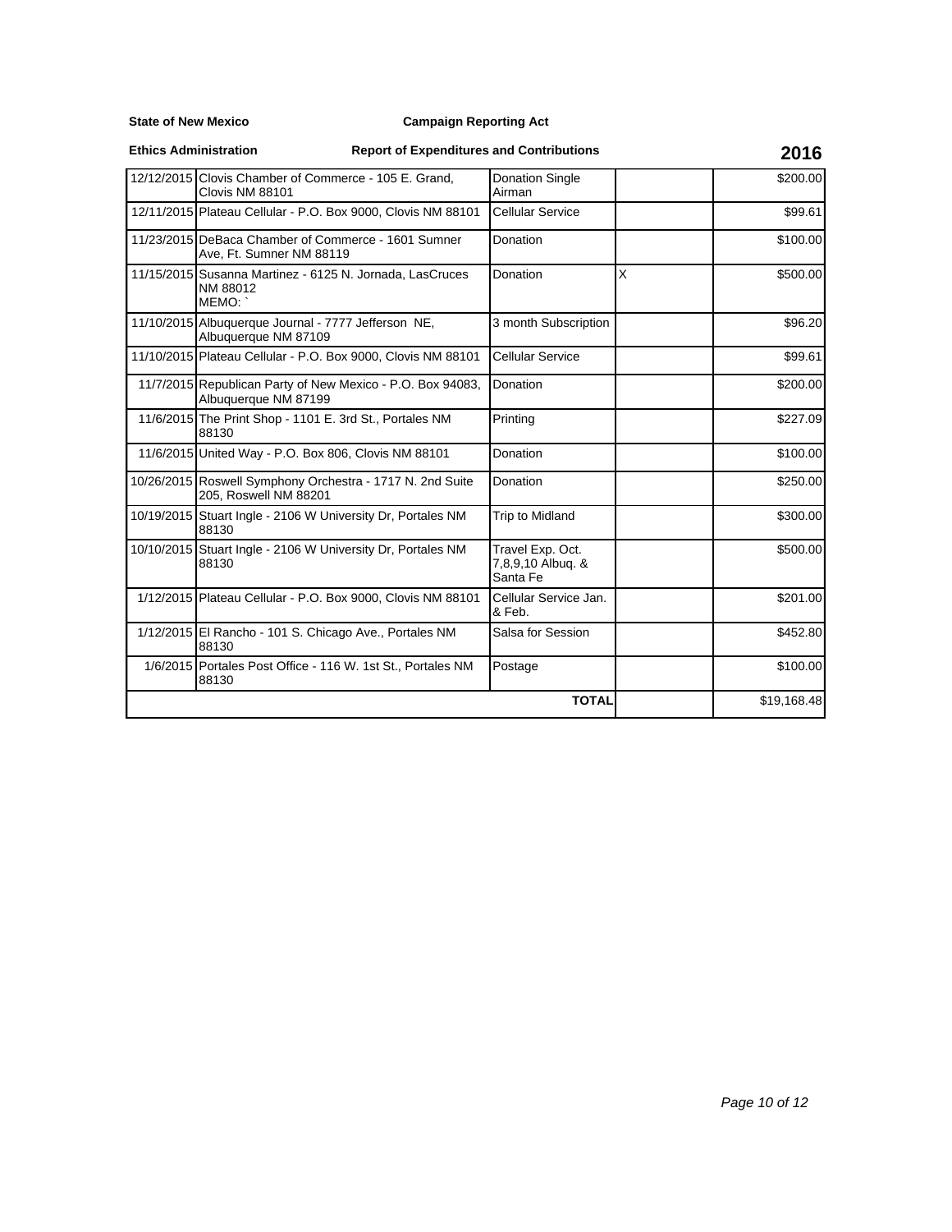**State of New Mexico** **Campaign Reporting Act**

**Ethics Administration** **Report of Expenditures and Contributions** **2016**

| | | | | |
|---|---|---|---|---|
| 12/12/2015 | Clovis Chamber of Commerce - 105 E. Grand, Clovis NM 88101 | Donation Single Airman | | $200.00 |
| 12/11/2015 | Plateau Cellular - P.O. Box 9000, Clovis NM 88101 | Cellular Service | | $99.61 |
| 11/23/2015 | DeBaca Chamber of Commerce - 1601 Sumner Ave, Ft. Sumner NM 88119 | Donation | | $100.00 |
| 11/15/2015 | Susanna Martinez - 6125 N. Jornada, LasCruces NM 88012 MEMO: ` | Donation | X | $500.00 |
| 11/10/2015 | Albuquerque Journal - 7777 Jefferson NE, Albuquerque NM 87109 | 3 month Subscription | | $96.20 |
| 11/10/2015 | Plateau Cellular - P.O. Box 9000, Clovis NM 88101 | Cellular Service | | $99.61 |
| 11/7/2015 | Republican Party of New Mexico - P.O. Box 94083, Albuquerque NM 87199 | Donation | | $200.00 |
| 11/6/2015 | The Print Shop - 1101 E. 3rd St., Portales NM 88130 | Printing | | $227.09 |
| 11/6/2015 | United Way - P.O. Box 806, Clovis NM 88101 | Donation | | $100.00 |
| 10/26/2015 | Roswell Symphony Orchestra - 1717 N. 2nd Suite 205, Roswell NM 88201 | Donation | | $250.00 |
| 10/19/2015 | Stuart Ingle - 2106 W University Dr, Portales NM 88130 | Trip to Midland | | $300.00 |
| 10/10/2015 | Stuart Ingle - 2106 W University Dr, Portales NM 88130 | Travel Exp. Oct. 7,8,9,10 Albuq. & Santa Fe | | $500.00 |
| 1/12/2015 | Plateau Cellular - P.O. Box 9000, Clovis NM 88101 | Cellular Service Jan. & Feb. | | $201.00 |
| 1/12/2015 | El Rancho - 101 S. Chicago Ave., Portales NM 88130 | Salsa for Session | | $452.80 |
| 1/6/2015 | Portales Post Office - 116 W. 1st St., Portales NM 88130 | Postage | | $100.00 |
| | | **TOTAL** | | $19,168.48 |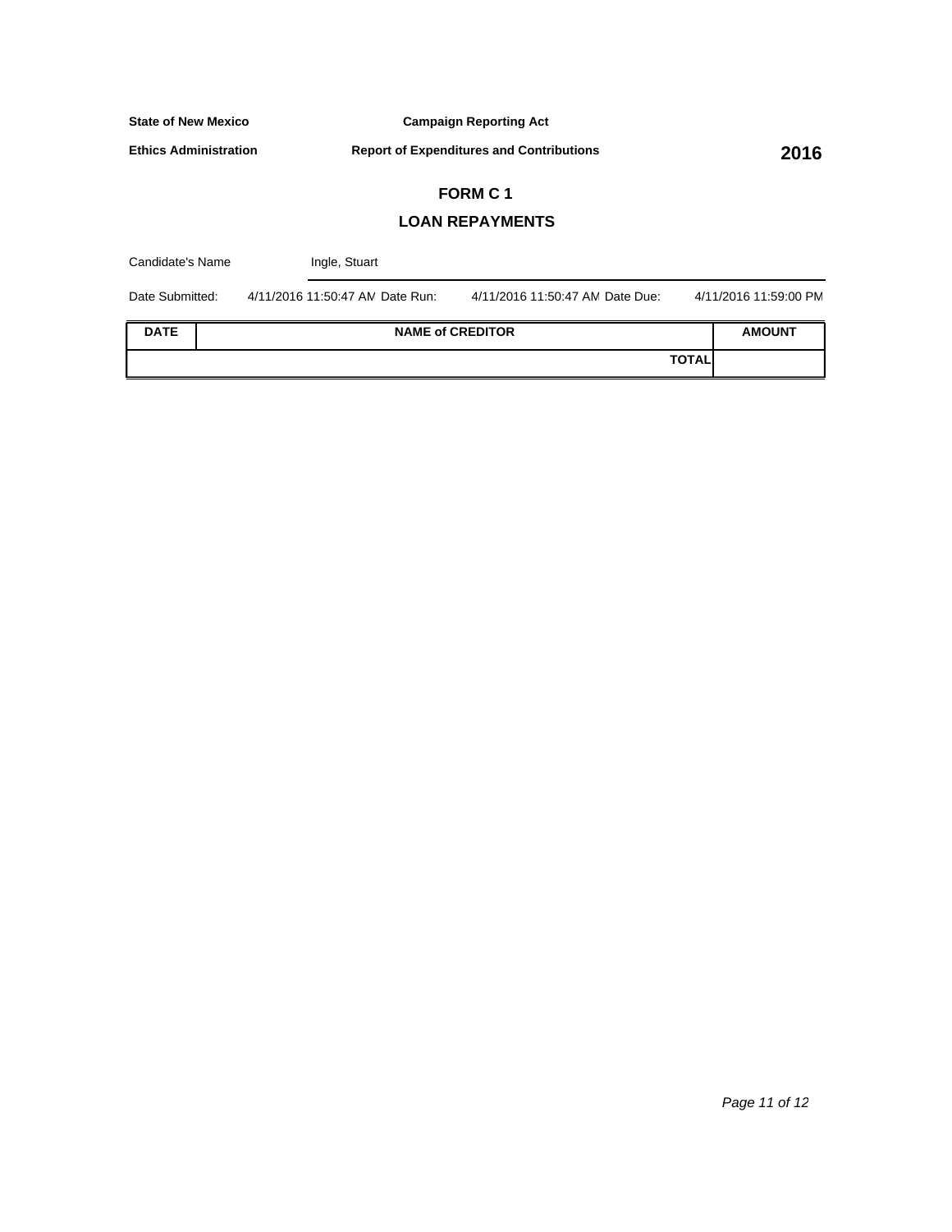**State of New Mexico** | **Campaign Reporting Act**

**Ethics Administration** | **Report of Expenditures and Contributions** | **2016**

## FORM C 1

## LOAN REPAYMENTS

Candidate's Name: Ingle, Stuart

Date Submitted: 4/11/2016 11:50:47 AM  Date Run: 4/11/2016 11:50:47 AM  Date Due: 4/11/2016 11:59:00 PM

| DATE | NAME of CREDITOR | AMOUNT |
|---|---|---|
| | **TOTAL** | |